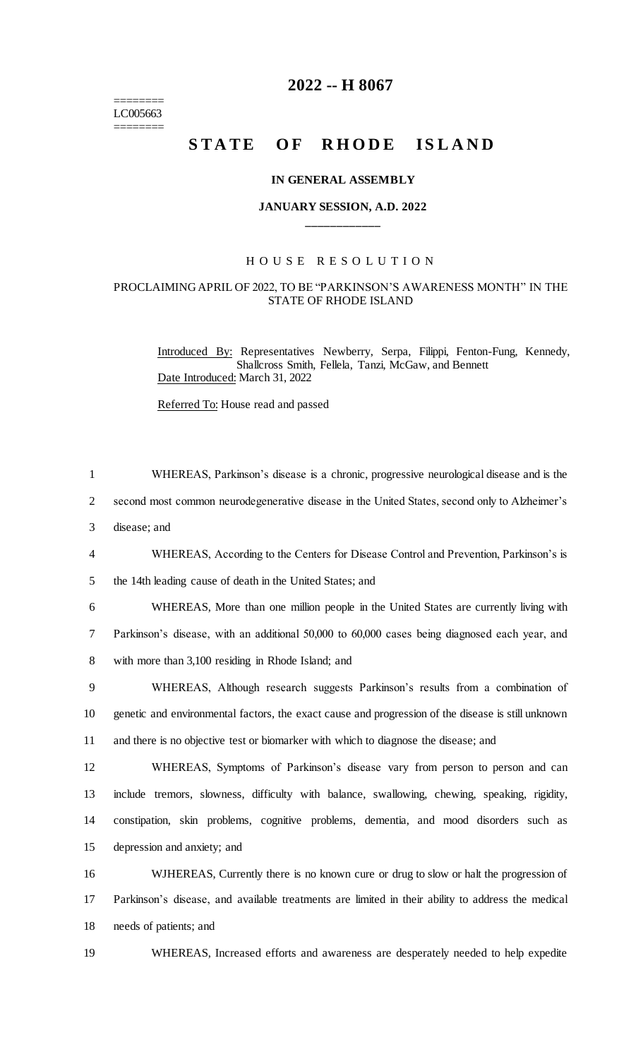========
LC005663
========

# 2022 -- H 8067

# STATE OF RHODE ISLAND

**IN GENERAL ASSEMBLY**

**JANUARY SESSION, A.D. 2022**

____________

## HOUSE RESOLUTION

PROCLAIMING APRIL OF 2022, TO BE "PARKINSON'S AWARENESS MONTH" IN THE STATE OF RHODE ISLAND

Introduced By: Representatives Newberry, Serpa, Filippi, Fenton-Fung, Kennedy, Shallcross Smith, Fellela, Tanzi, McGaw, and Bennett

Date Introduced: March 31, 2022

Referred To: House read and passed

1 WHEREAS, Parkinson's disease is a chronic, progressive neurological disease and is the
2 second most common neurodegenerative disease in the United States, second only to Alzheimer's
3 disease; and

4 WHEREAS, According to the Centers for Disease Control and Prevention, Parkinson's is
5 the 14th leading cause of death in the United States; and

6 WHEREAS, More than one million people in the United States are currently living with
7 Parkinson's disease, with an additional 50,000 to 60,000 cases being diagnosed each year, and
8 with more than 3,100 residing in Rhode Island; and

9 WHEREAS, Although research suggests Parkinson's results from a combination of
10 genetic and environmental factors, the exact cause and progression of the disease is still unknown
11 and there is no objective test or biomarker with which to diagnose the disease; and

12 WHEREAS, Symptoms of Parkinson's disease vary from person to person and can
13 include tremors, slowness, difficulty with balance, swallowing, chewing, speaking, rigidity,
14 constipation, skin problems, cognitive problems, dementia, and mood disorders such as
15 depression and anxiety; and

16 WJHEREAS, Currently there is no known cure or drug to slow or halt the progression of
17 Parkinson's disease, and available treatments are limited in their ability to address the medical
18 needs of patients; and

19 WHEREAS, Increased efforts and awareness are desperately needed to help expedite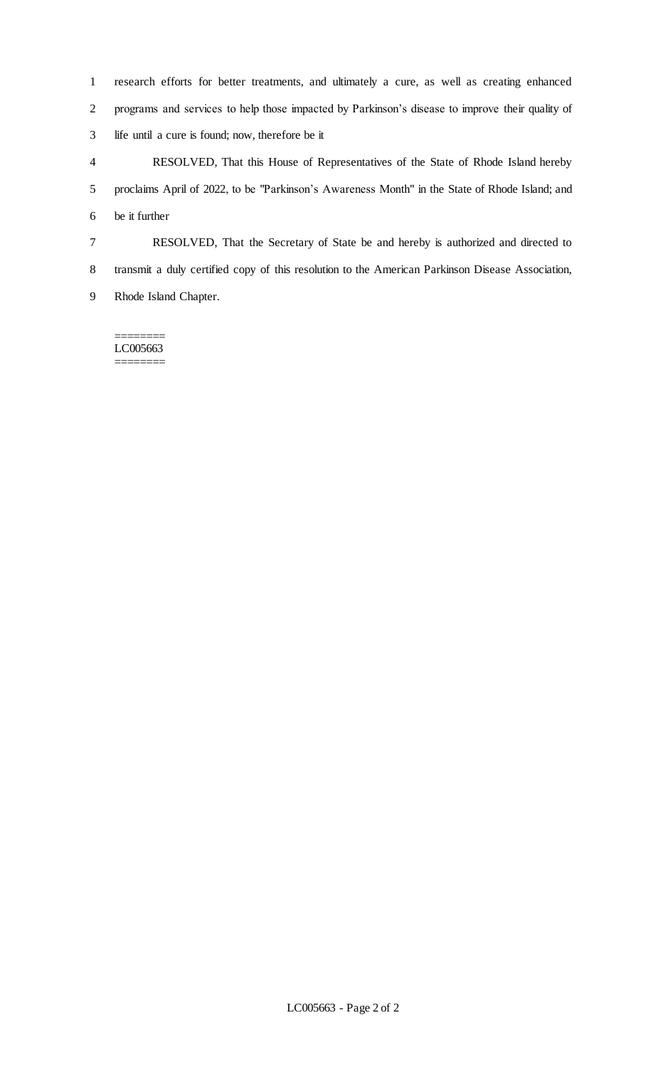research efforts for better treatments, and ultimately a cure, as well as creating enhanced programs and services to help those impacted by Parkinson's disease to improve their quality of life until a cure is found; now, therefore be it

RESOLVED, That this House of Representatives of the State of Rhode Island hereby proclaims April of 2022, to be "Parkinson's Awareness Month" in the State of Rhode Island; and be it further

RESOLVED, That the Secretary of State be and hereby is authorized and directed to transmit a duly certified copy of this resolution to the American Parkinson Disease Association, Rhode Island Chapter.

========
LC005663
========